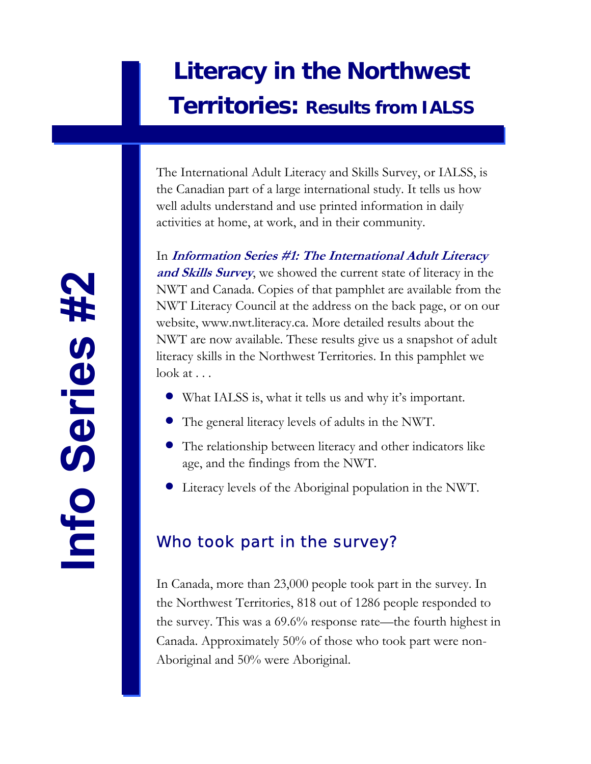Info Series #2

# Literacy in the Northwest Territories: Results from IALSS

The International Adult Literacy and Skills Survey, or IALSS, is the Canadian part of a large international study. It tells us how well adults understand and use printed information in daily activities at home, at work, and in their community.

In ***Information Series #1: The International Adult Literacy and Skills Survey***, we showed the current state of literacy in the NWT and Canada. Copies of that pamphlet are available from the NWT Literacy Council at the address on the back page, or on our website, www.nwt.literacy.ca. More detailed results about the NWT are now available. These results give us a snapshot of adult literacy skills in the Northwest Territories. In this pamphlet we look at . . .

- What IALSS is, what it tells us and why it's important.
- The general literacy levels of adults in the NWT.
- The relationship between literacy and other indicators like age, and the findings from the NWT.
- Literacy levels of the Aboriginal population in the NWT.

## Who took part in the survey?

In Canada, more than 23,000 people took part in the survey. In the Northwest Territories, 818 out of 1286 people responded to the survey. This was a 69.6% response rate—the fourth highest in Canada. Approximately 50% of those who took part were non-Aboriginal and 50% were Aboriginal.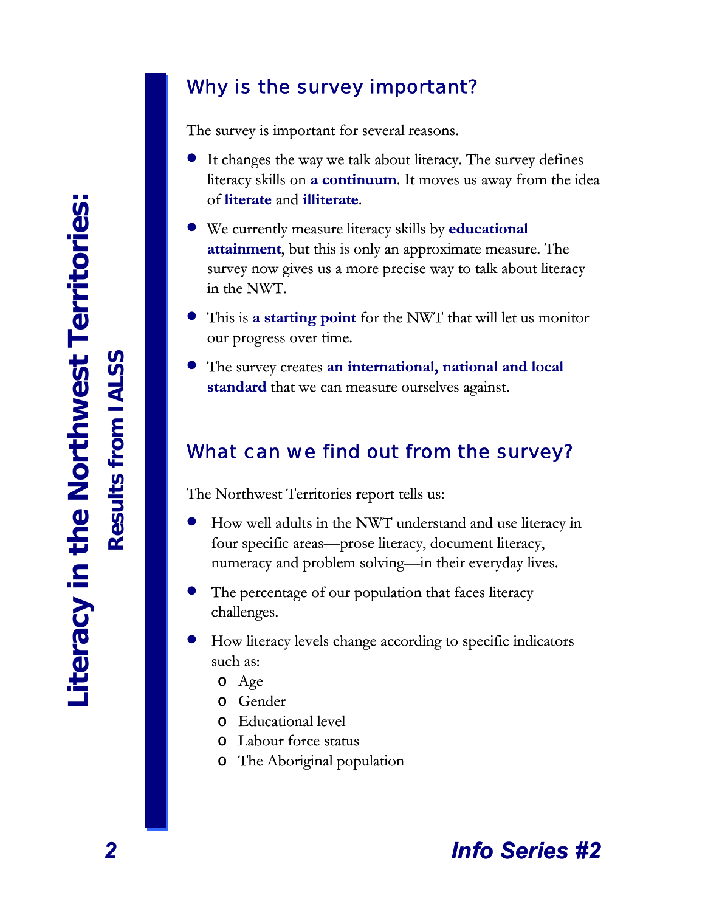## Why is the survey important?

The survey is important for several reasons.

- It changes the way we talk about literacy. The survey defines literacy skills on **a continuum**. It moves us away from the idea of **literate** and **illiterate**.
- We currently measure literacy skills by **educational attainment**, but this is only an approximate measure. The survey now gives us a more precise way to talk about literacy in the NWT.
- This is **a starting point** for the NWT that will let us monitor our progress over time.
- The survey creates **an international, national and local standard** that we can measure ourselves against.

## What can we find out from the survey?

The Northwest Territories report tells us:

- How well adults in the NWT understand and use literacy in four specific areas—prose literacy, document literacy, numeracy and problem solving—in their everyday lives.
- The percentage of our population that faces literacy challenges.
- How literacy levels change according to specific indicators such as:
  - Age
  - Gender
  - Educational level
  - Labour force status
  - The Aboriginal population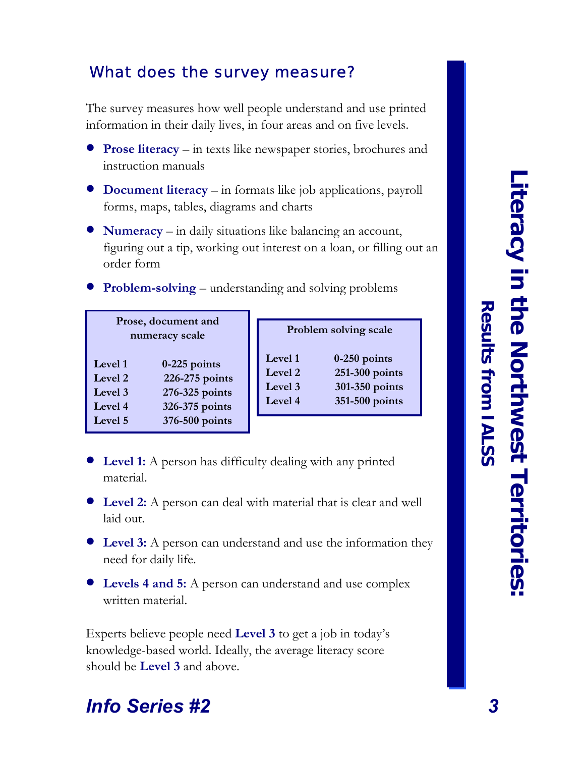## What does the survey measure?

The survey measures how well people understand and use printed information in their daily lives, in four areas and on five levels.

- **Prose literacy** – in texts like newspaper stories, brochures and instruction manuals
- **Document literacy** – in formats like job applications, payroll forms, maps, tables, diagrams and charts
- **Numeracy** – in daily situations like balancing an account, figuring out a tip, working out interest on a loan, or filling out an order form
- **Problem-solving** – understanding and solving problems

| Prose, document and numeracy scale | |
|---|---|
| Level 1 | 0-225 points |
| Level 2 | 226-275 points |
| Level 3 | 276-325 points |
| Level 4 | 326-375 points |
| Level 5 | 376-500 points |

| Problem solving scale | |
|---|---|
| Level 1 | 0-250 points |
| Level 2 | 251-300 points |
| Level 3 | 301-350 points |
| Level 4 | 351-500 points |

- **Level 1:** A person has difficulty dealing with any printed material.
- **Level 2:** A person can deal with material that is clear and well laid out.
- **Level 3:** A person can understand and use the information they need for daily life.
- **Levels 4 and 5:** A person can understand and use complex written material.

Experts believe people need **Level 3** to get a job in today's knowledge-based world. Ideally, the average literacy score should be **Level 3** and above.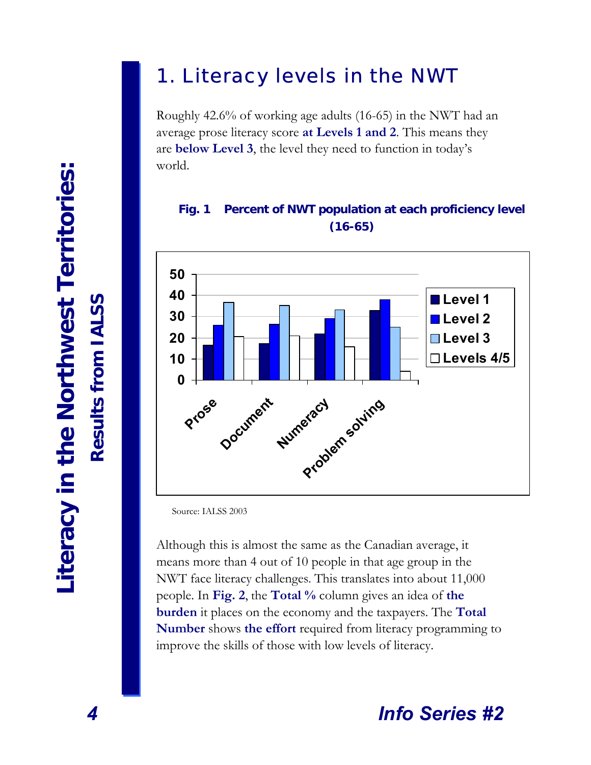# 1. Literacy levels in the NWT

Roughly 42.6% of working age adults (16-65) in the NWT had an average prose literacy score **at Levels 1 and 2**. This means they are **below Level 3**, the level they need to function in today's world.

**Fig. 1 Percent of NWT population at each proficiency level (16-65)**

Source: IALSS 2003

Although this is almost the same as the Canadian average, it means more than 4 out of 10 people in that age group in the NWT face literacy challenges. This translates into about 11,000 people. In **Fig. 2**, the **Total %** column gives an idea of **the burden** it places on the economy and the taxpayers. The **Total Number** shows **the effort** required from literacy programming to improve the skills of those with low levels of literacy.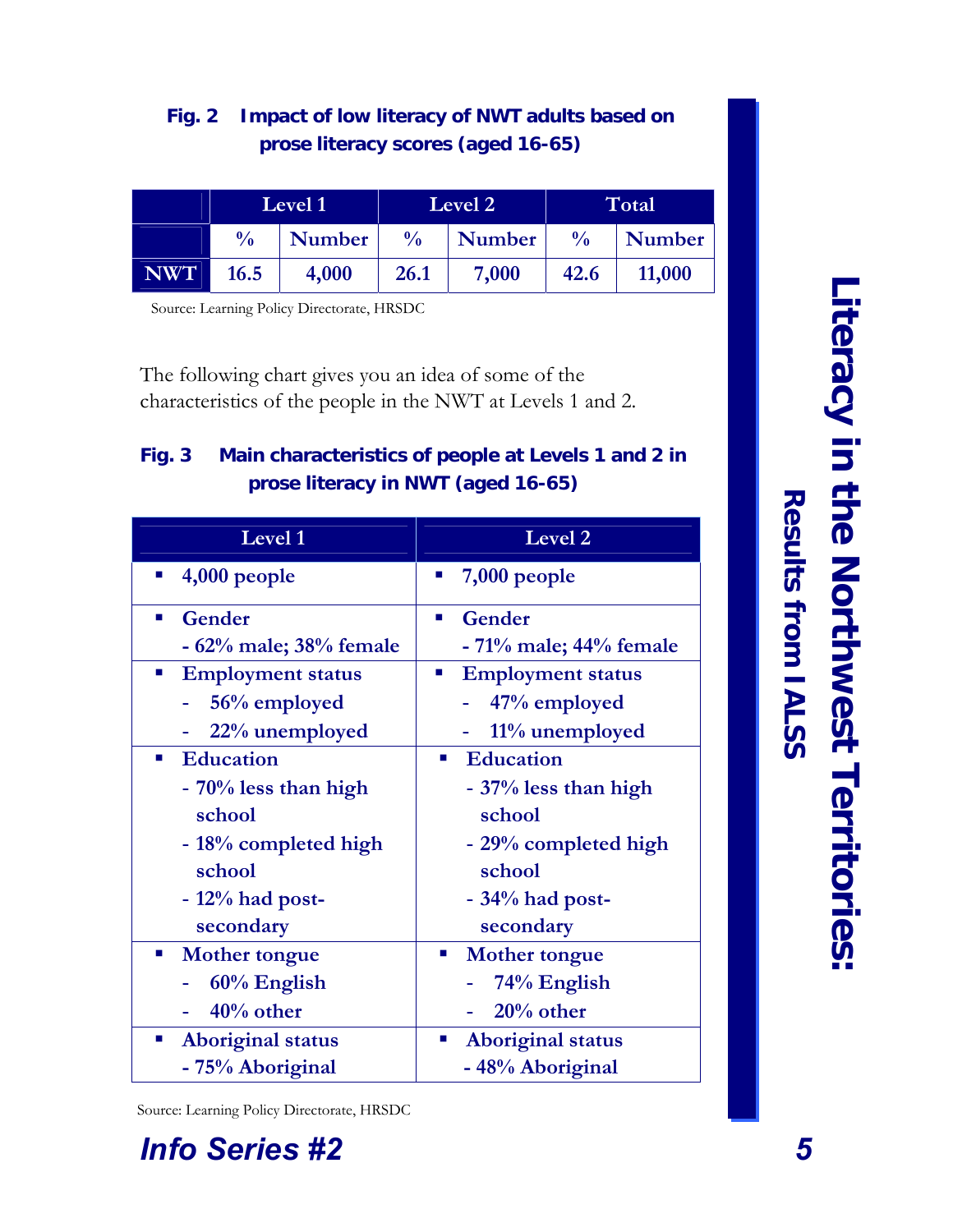**Fig. 2 Impact of low literacy of NWT adults based on prose literacy scores (aged 16-65)**

| | Level 1 | | Level 2 | | Total | |
|---|---|---|---|---|---|---|
| | % | Number | % | Number | % | Number |
| NWT | 16.5 | 4,000 | 26.1 | 7,000 | 42.6 | 11,000 |

Source: Learning Policy Directorate, HRSDC

The following chart gives you an idea of some of the characteristics of the people in the NWT at Levels 1 and 2.

**Fig. 3 Main characteristics of people at Levels 1 and 2 in prose literacy in NWT (aged 16-65)**

| Level 1 | Level 2 |
|---|---|
| ▪ 4,000 people | ▪ 7,000 people |
| ▪ Gender<br>- 62% male; 38% female | ▪ Gender<br>- 71% male; 44% female |
| ▪ Employment status<br>- 56% employed<br>- 22% unemployed | ▪ Employment status<br>- 47% employed<br>- 11% unemployed |
| ▪ Education<br>- 70% less than high school<br>- 18% completed high school<br>- 12% had post-secondary | ▪ Education<br>- 37% less than high school<br>- 29% completed high school<br>- 34% had post-secondary |
| ▪ Mother tongue<br>- 60% English<br>- 40% other | ▪ Mother tongue<br>- 74% English<br>- 20% other |
| ▪ Aboriginal status<br>- 75% Aboriginal | ▪ Aboriginal status<br>- 48% Aboriginal |

Source: Learning Policy Directorate, HRSDC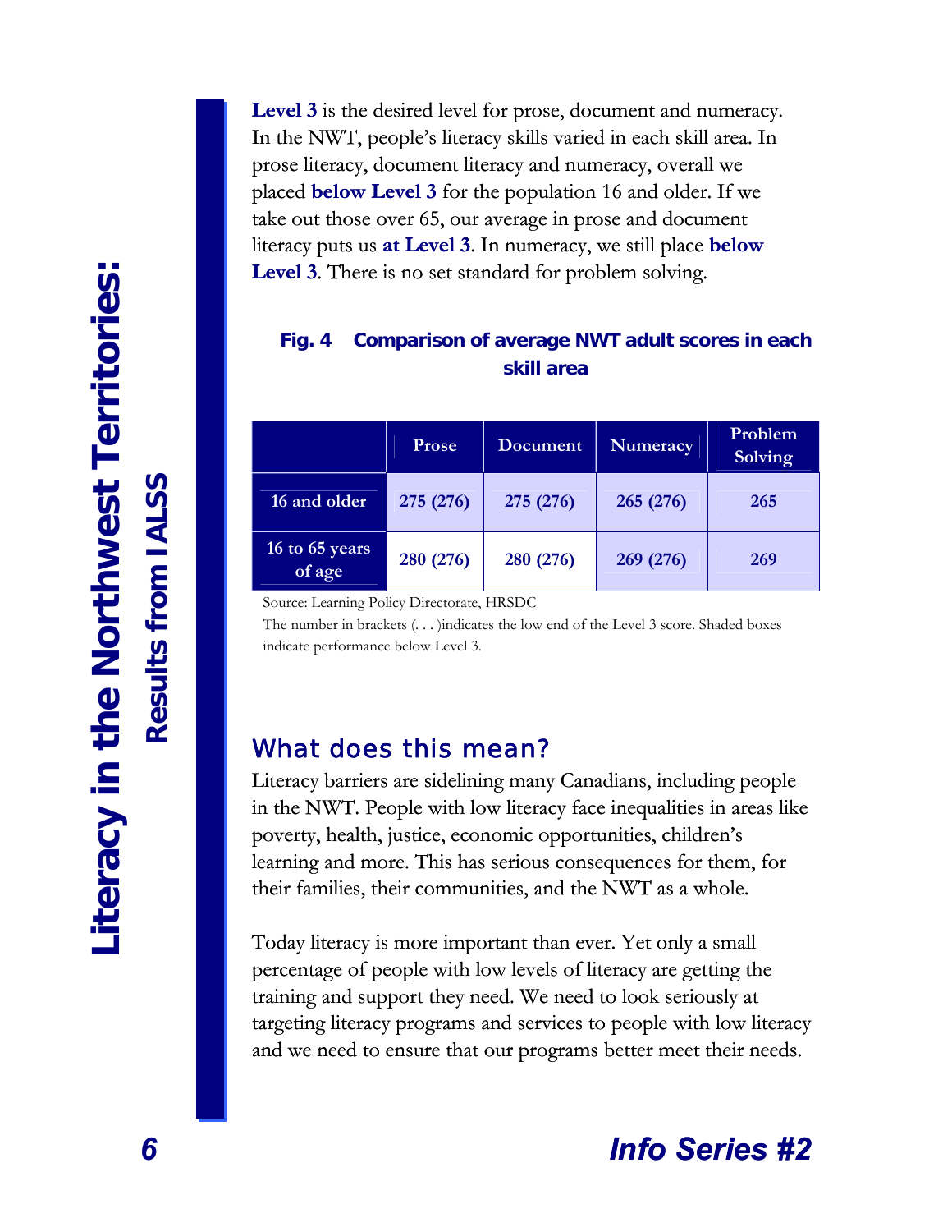**Level 3** is the desired level for prose, document and numeracy. In the NWT, people's literacy skills varied in each skill area. In prose literacy, document literacy and numeracy, overall we placed **below Level 3** for the population 16 and older. If we take out those over 65, our average in prose and document literacy puts us **at Level 3**. In numeracy, we still place **below Level 3**. There is no set standard for problem solving.

**Fig. 4 Comparison of average NWT adult scores in each skill area**

| | Prose | Document | Numeracy | Problem Solving |
|---|---|---|---|---|
| 16 and older | 275 (276) | 275 (276) | 265 (276) | 265 |
| 16 to 65 years of age | 280 (276) | 280 (276) | 269 (276) | 269 |

Source: Learning Policy Directorate, HRSDC

The number in brackets (. . . )indicates the low end of the Level 3 score. Shaded boxes indicate performance below Level 3.

## What does this mean?

Literacy barriers are sidelining many Canadians, including people in the NWT. People with low literacy face inequalities in areas like poverty, health, justice, economic opportunities, children's learning and more. This has serious consequences for them, for their families, their communities, and the NWT as a whole.

Today literacy is more important than ever. Yet only a small percentage of people with low levels of literacy are getting the training and support they need. We need to look seriously at targeting literacy programs and services to people with low literacy and we need to ensure that our programs better meet their needs.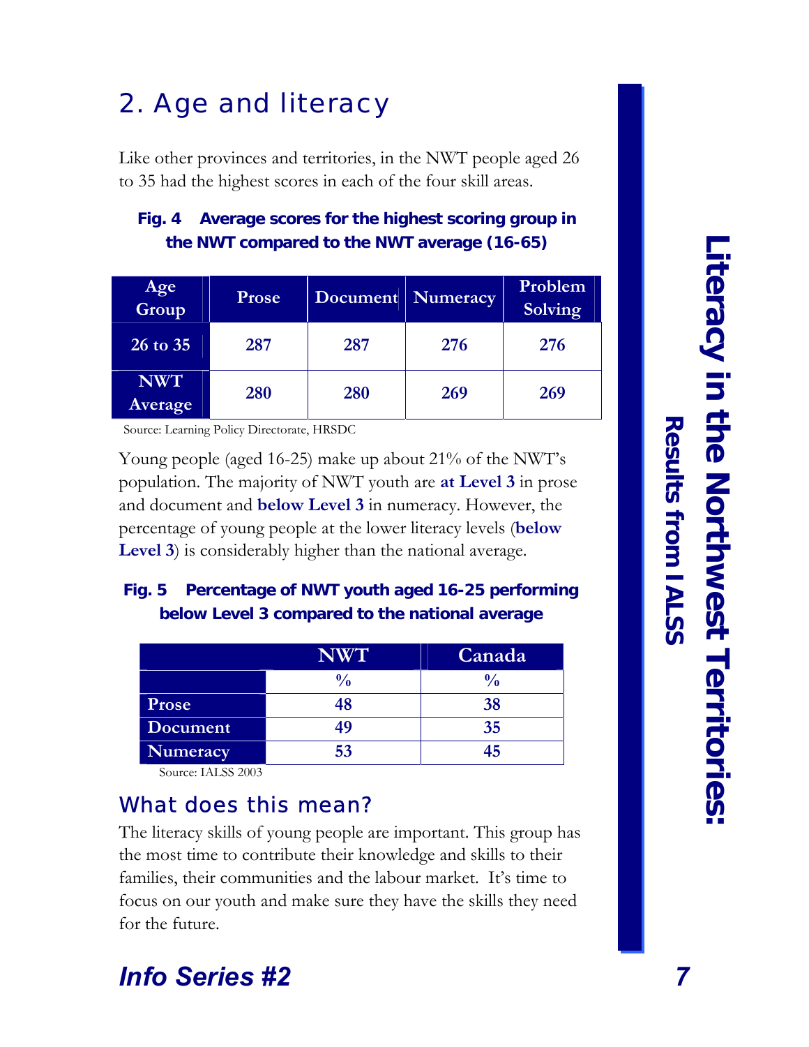## 2. Age and literacy

Like other provinces and territories, in the NWT people aged 26 to 35 had the highest scores in each of the four skill areas.

**Fig. 4 Average scores for the highest scoring group in the NWT compared to the NWT average (16-65)**

| Age Group | Prose | Document | Numeracy | Problem Solving |
|---|---|---|---|---|
| 26 to 35 | 287 | 287 | 276 | 276 |
| NWT Average | 280 | 280 | 269 | 269 |

Source: Learning Policy Directorate, HRSDC

Young people (aged 16-25) make up about 21% of the NWT's population. The majority of NWT youth are **at Level 3** in prose and document and **below Level 3** in numeracy. However, the percentage of young people at the lower literacy levels (**below Level 3**) is considerably higher than the national average.

**Fig. 5 Percentage of NWT youth aged 16-25 performing below Level 3 compared to the national average**

| | NWT | Canada |
|---|---|---|
| | % | % |
| Prose | 48 | 38 |
| Document | 49 | 35 |
| Numeracy | 53 | 45 |

Source: IALSS 2003

### What does this mean?

The literacy skills of young people are important. This group has the most time to contribute their knowledge and skills to their families, their communities and the labour market. It's time to focus on our youth and make sure they have the skills they need for the future.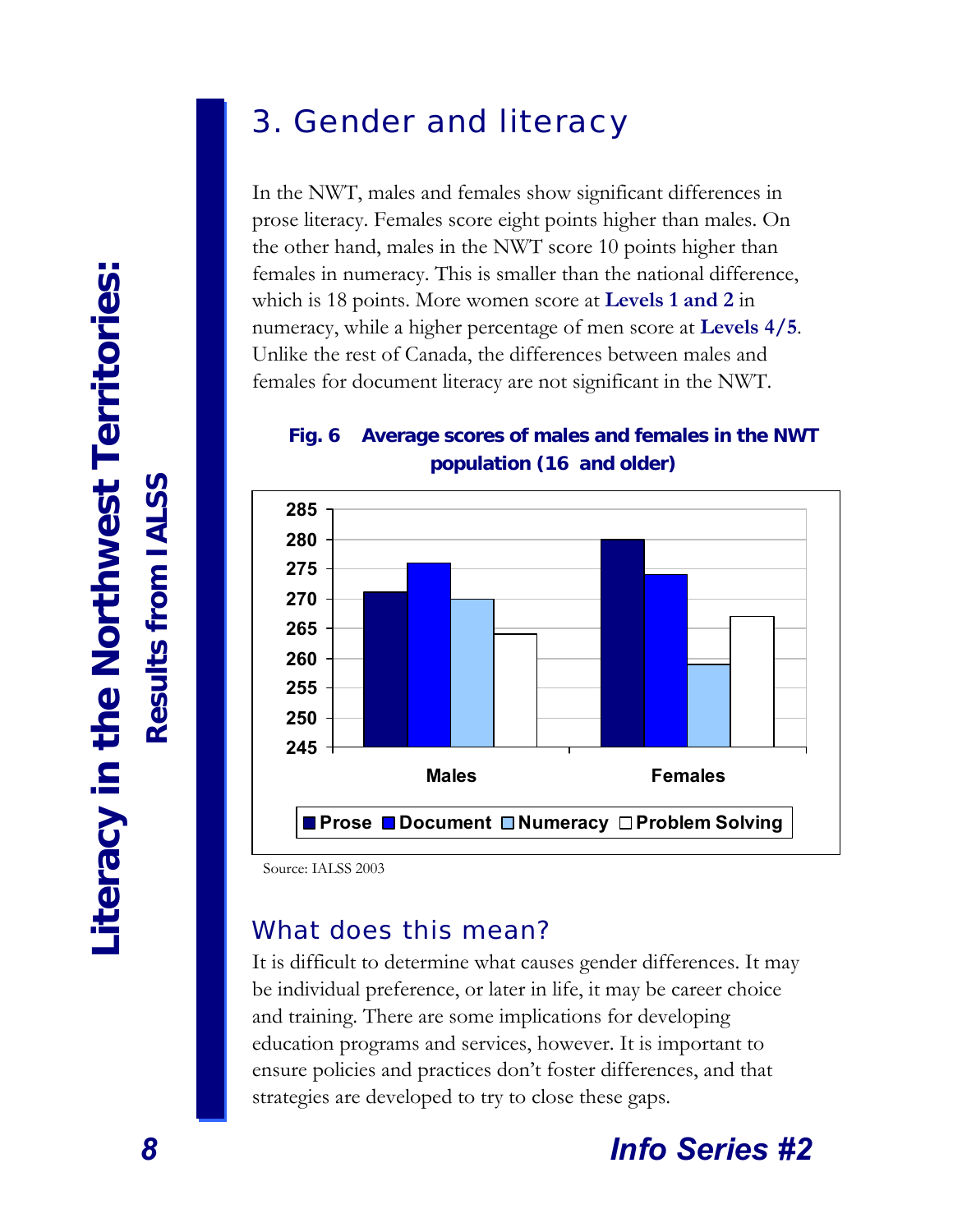# 3. Gender and literacy

In the NWT, males and females show significant differences in prose literacy. Females score eight points higher than males. On the other hand, males in the NWT score 10 points higher than females in numeracy. This is smaller than the national difference, which is 18 points. More women score at **Levels 1 and 2** in numeracy, while a higher percentage of men score at **Levels 4/5**. Unlike the rest of Canada, the differences between males and females for document literacy are not significant in the NWT.

**Fig. 6 Average scores of males and females in the NWT population (16 and older)**

| | Prose | Document | Numeracy | Problem Solving |
|---|---|---|---|---|
| Males | 271 | 276 | 270 | 264 |
| Females | 280 | 274 | 259 | 267 |

Source: IALSS 2003

## What does this mean?

It is difficult to determine what causes gender differences. It may be individual preference, or later in life, it may be career choice and training. There are some implications for developing education programs and services, however. It is important to ensure policies and practices don't foster differences, and that strategies are developed to try to close these gaps.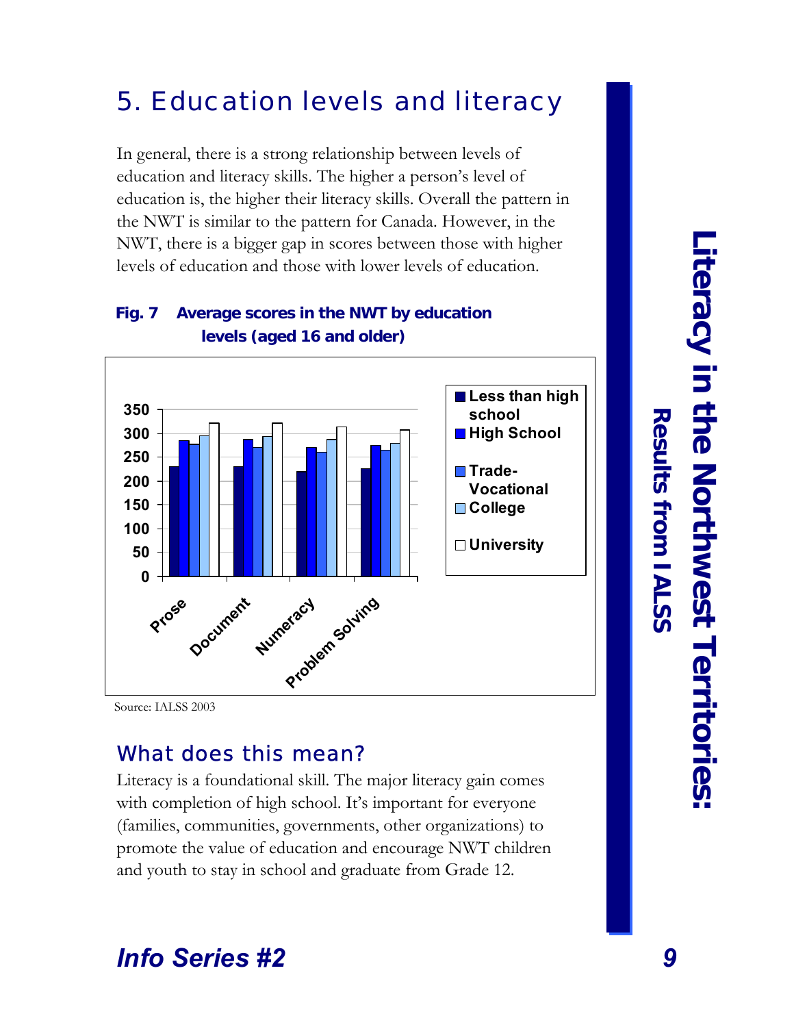# 5. Education levels and literacy

In general, there is a strong relationship between levels of education and literacy skills. The higher a person's level of education is, the higher their literacy skills. Overall the pattern in the NWT is similar to the pattern for Canada. However, in the NWT, there is a bigger gap in scores between those with higher levels of education and those with lower levels of education.

**Fig. 7 Average scores in the NWT by education levels (aged 16 and older)**

Source: IALSS 2003

## What does this mean?

Literacy is a foundational skill. The major literacy gain comes with completion of high school. It's important for everyone (families, communities, governments, other organizations) to promote the value of education and encourage NWT children and youth to stay in school and graduate from Grade 12.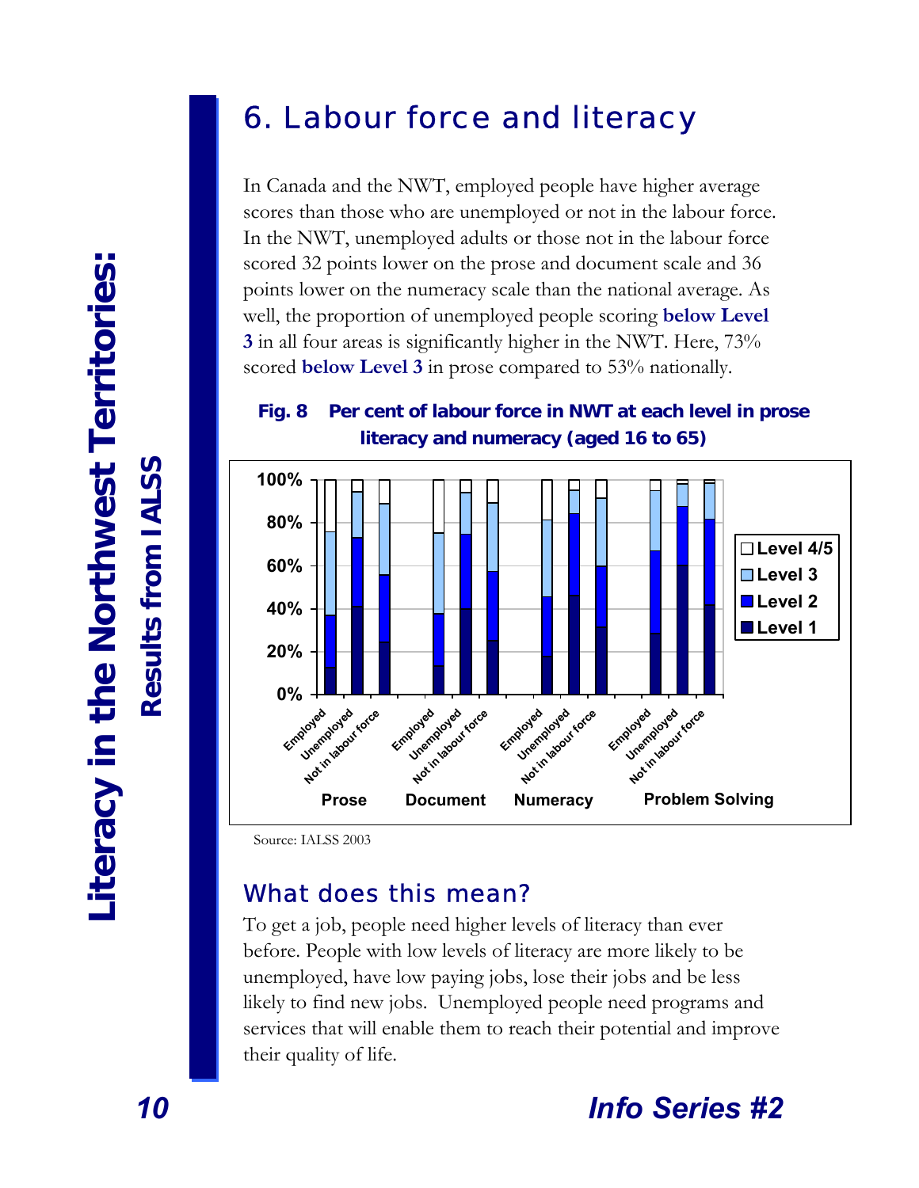## 6. Labour force and literacy

In Canada and the NWT, employed people have higher average scores than those who are unemployed or not in the labour force. In the NWT, unemployed adults or those not in the labour force scored 32 points lower on the prose and document scale and 36 points lower on the numeracy scale than the national average. As well, the proportion of unemployed people scoring **below Level 3** in all four areas is significantly higher in the NWT. Here, 73% scored **below Level 3** in prose compared to 53% nationally.

**Fig. 8 Per cent of labour force in NWT at each level in prose literacy and numeracy (aged 16 to 65)**

Source: IALSS 2003

### What does this mean?

To get a job, people need higher levels of literacy than ever before. People with low levels of literacy are more likely to be unemployed, have low paying jobs, lose their jobs and be less likely to find new jobs. Unemployed people need programs and services that will enable them to reach their potential and improve their quality of life.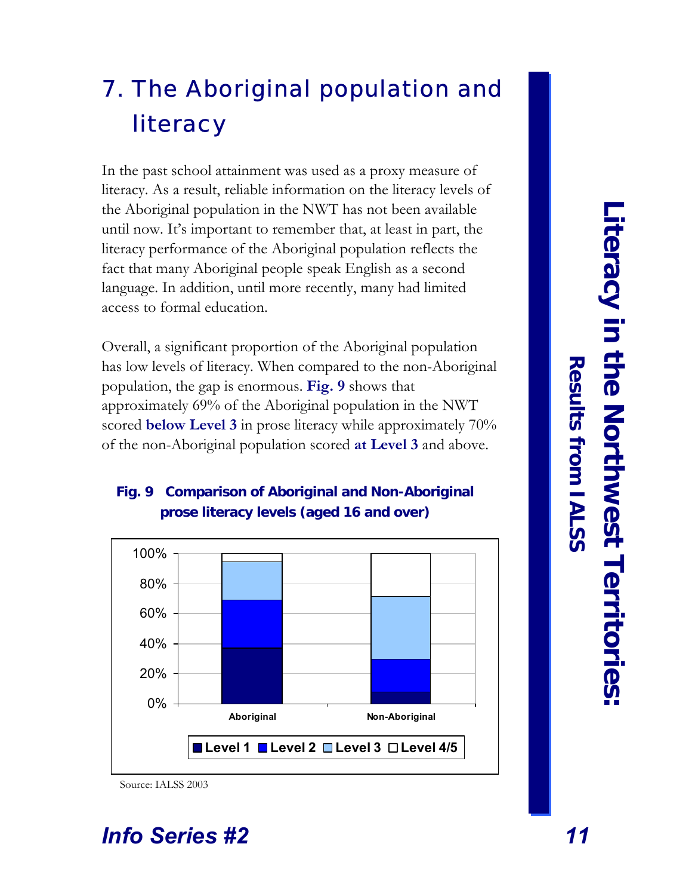# 7. The Aboriginal population and literacy

In the past school attainment was used as a proxy measure of literacy. As a result, reliable information on the literacy levels of the Aboriginal population in the NWT has not been available until now. It's important to remember that, at least in part, the literacy performance of the Aboriginal population reflects the fact that many Aboriginal people speak English as a second language. In addition, until more recently, many had limited access to formal education.

Overall, a significant proportion of the Aboriginal population has low levels of literacy. When compared to the non-Aboriginal population, the gap is enormous. **Fig. 9** shows that approximately 69% of the Aboriginal population in the NWT scored **below Level 3** in prose literacy while approximately 70% of the non-Aboriginal population scored **at Level 3** and above.

**Fig. 9 Comparison of Aboriginal and Non-Aboriginal prose literacy levels (aged 16 and over)**

Source: IALSS 2003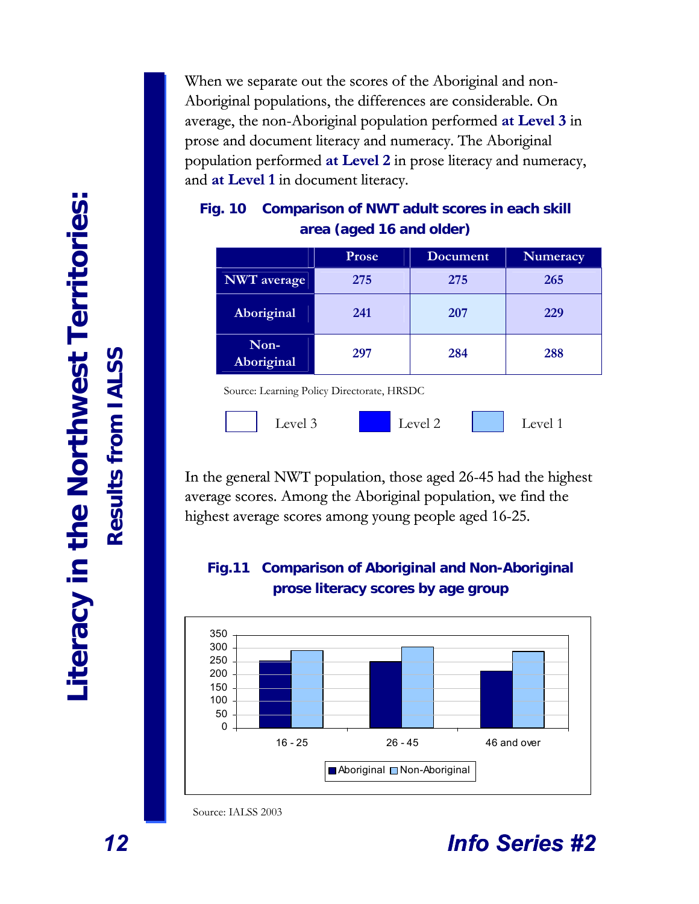When we separate out the scores of the Aboriginal and non-Aboriginal populations, the differences are considerable. On average, the non-Aboriginal population performed **at Level 3** in prose and document literacy and numeracy. The Aboriginal population performed **at Level 2** in prose literacy and numeracy, and **at Level 1** in document literacy.

### Fig. 10 Comparison of NWT adult scores in each skill area (aged 16 and older)

| | Prose | Document | Numeracy |
|---|---|---|---|
| NWT average | 275 | 275 | 265 |
| Aboriginal | 241 | 207 | 229 |
| Non-Aboriginal | 297 | 284 | 288 |

Source: Learning Policy Directorate, HRSDC

Level 3 Level 2 Level 1

In the general NWT population, those aged 26-45 had the highest average scores. Among the Aboriginal population, we find the highest average scores among young people aged 16-25.

### Fig.11 Comparison of Aboriginal and Non-Aboriginal prose literacy scores by age group

Source: IALSS 2003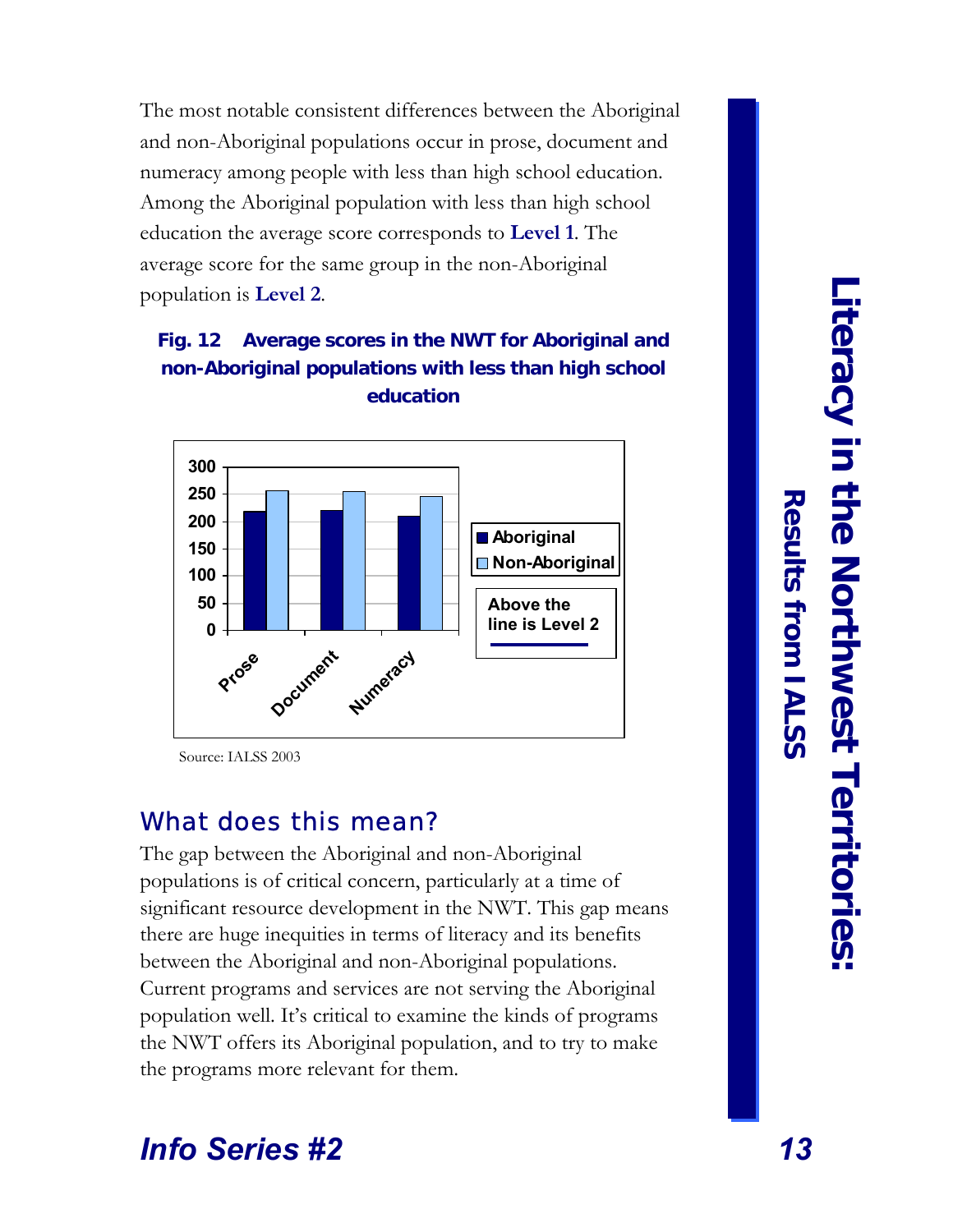The most notable consistent differences between the Aboriginal and non-Aboriginal populations occur in prose, document and numeracy among people with less than high school education. Among the Aboriginal population with less than high school education the average score corresponds to **Level 1**. The average score for the same group in the non-Aboriginal population is **Level 2**.

**Fig. 12 Average scores in the NWT for Aboriginal and non-Aboriginal populations with less than high school education**

| | Aboriginal | Non-Aboriginal |
|---|---|---|
| Prose | ~219 | ~257 |
| Document | ~221 | ~255 |
| Numeracy | ~210 | ~246 |

Above the line is Level 2

Source: IALSS 2003

## What does this mean?

The gap between the Aboriginal and non-Aboriginal populations is of critical concern, particularly at a time of significant resource development in the NWT. This gap means there are huge inequities in terms of literacy and its benefits between the Aboriginal and non-Aboriginal populations. Current programs and services are not serving the Aboriginal population well. It's critical to examine the kinds of programs the NWT offers its Aboriginal population, and to try to make the programs more relevant for them.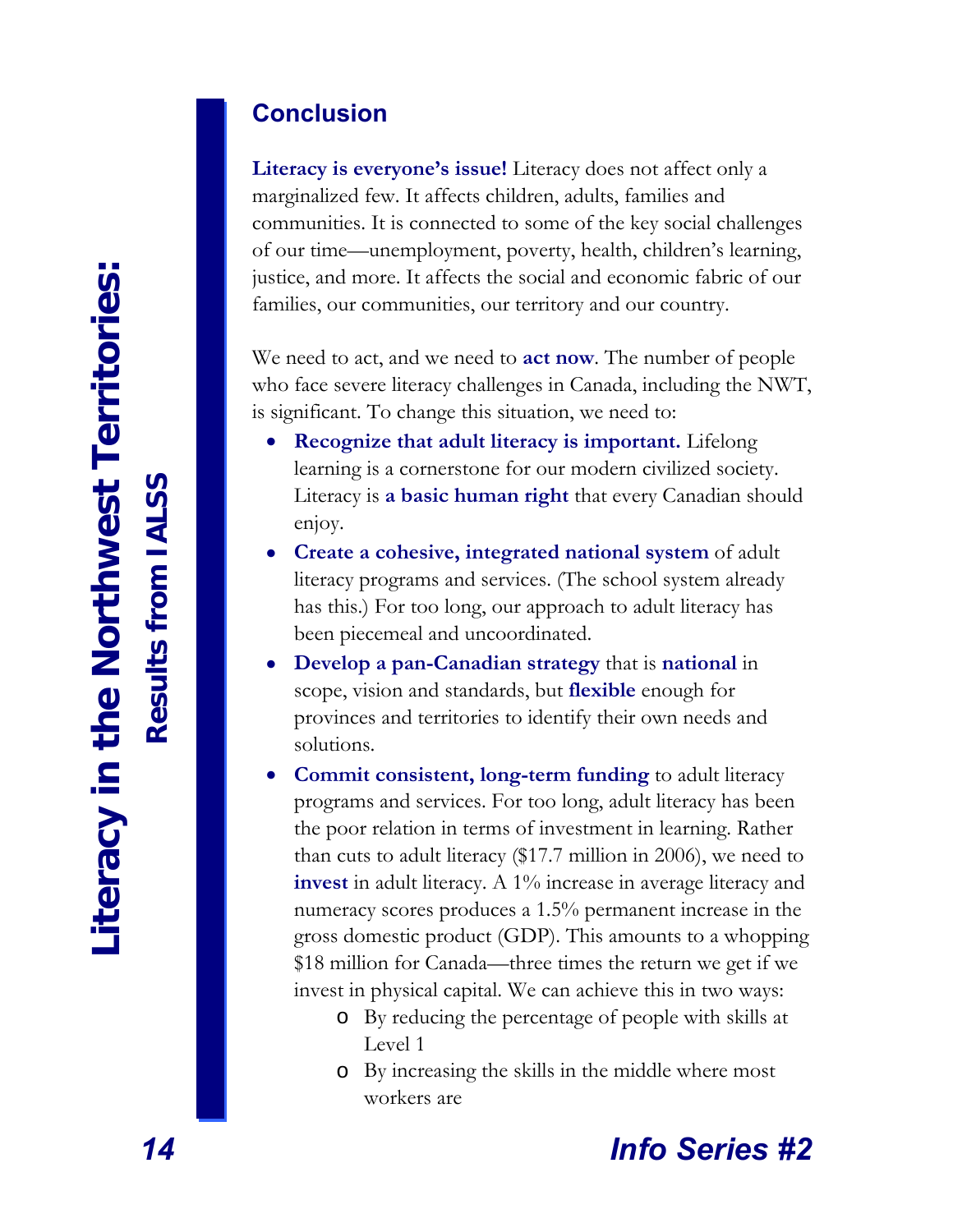## Conclusion

**Literacy is everyone's issue!** Literacy does not affect only a marginalized few. It affects children, adults, families and communities. It is connected to some of the key social challenges of our time—unemployment, poverty, health, children's learning, justice, and more. It affects the social and economic fabric of our families, our communities, our territory and our country.

We need to act, and we need to **act now**. The number of people who face severe literacy challenges in Canada, including the NWT, is significant. To change this situation, we need to:

- **Recognize that adult literacy is important.** Lifelong learning is a cornerstone for our modern civilized society. Literacy is **a basic human right** that every Canadian should enjoy.
- **Create a cohesive, integrated national system** of adult literacy programs and services. (The school system already has this.) For too long, our approach to adult literacy has been piecemeal and uncoordinated.
- **Develop a pan-Canadian strategy** that is **national** in scope, vision and standards, but **flexible** enough for provinces and territories to identify their own needs and solutions.
- **Commit consistent, long-term funding** to adult literacy programs and services. For too long, adult literacy has been the poor relation in terms of investment in learning. Rather than cuts to adult literacy ($17.7 million in 2006), we need to **invest** in adult literacy. A 1% increase in average literacy and numeracy scores produces a 1.5% permanent increase in the gross domestic product (GDP). This amounts to a whopping $18 million for Canada—three times the return we get if we invest in physical capital. We can achieve this in two ways:
  - By reducing the percentage of people with skills at Level 1
  - By increasing the skills in the middle where most workers are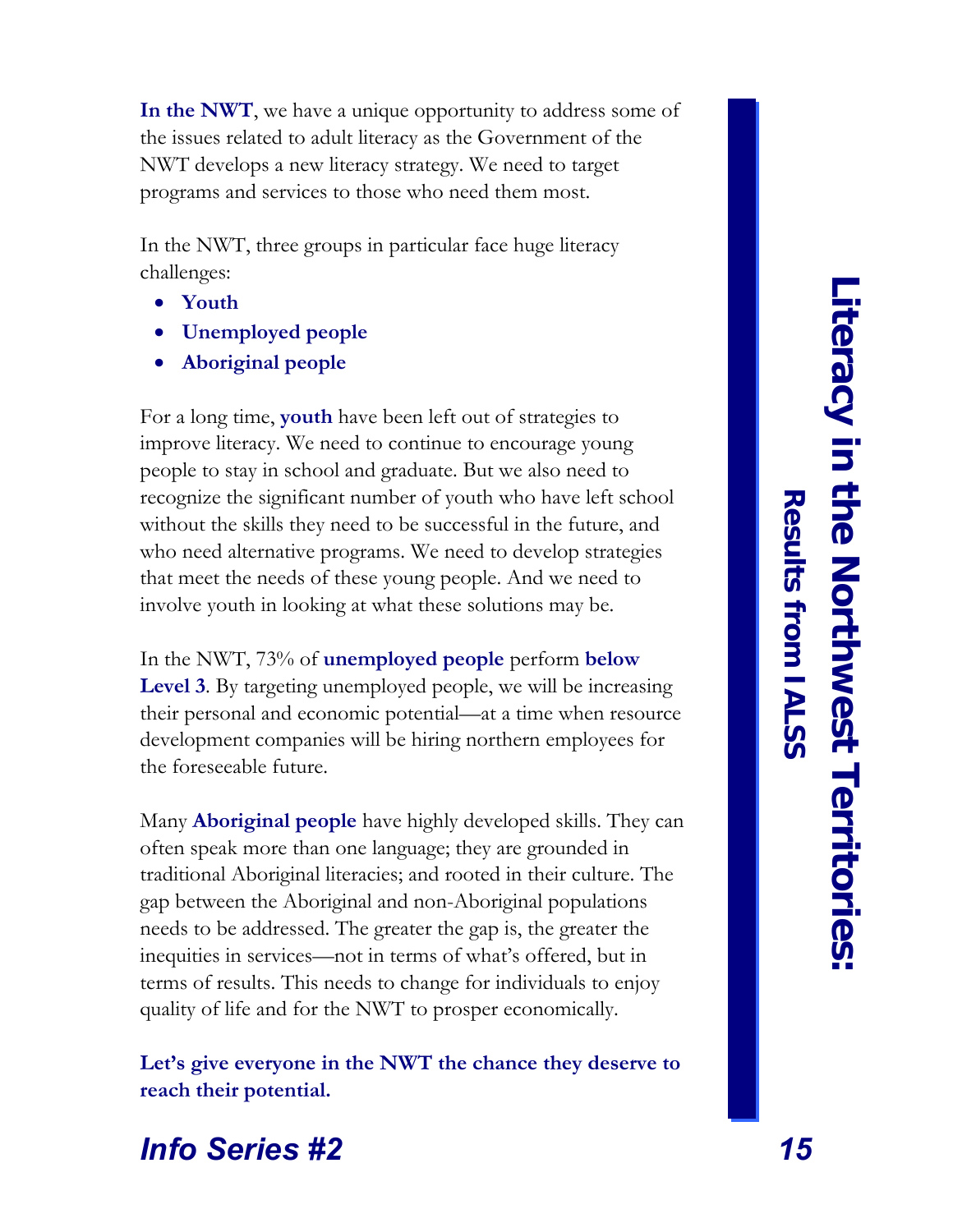**In the NWT**, we have a unique opportunity to address some of the issues related to adult literacy as the Government of the NWT develops a new literacy strategy. We need to target programs and services to those who need them most.

In the NWT, three groups in particular face huge literacy challenges:

- **Youth**
- **Unemployed people**
- **Aboriginal people**

For a long time, **youth** have been left out of strategies to improve literacy. We need to continue to encourage young people to stay in school and graduate. But we also need to recognize the significant number of youth who have left school without the skills they need to be successful in the future, and who need alternative programs. We need to develop strategies that meet the needs of these young people. And we need to involve youth in looking at what these solutions may be.

In the NWT, 73% of **unemployed people** perform **below Level 3**. By targeting unemployed people, we will be increasing their personal and economic potential—at a time when resource development companies will be hiring northern employees for the foreseeable future.

Many **Aboriginal people** have highly developed skills. They can often speak more than one language; they are grounded in traditional Aboriginal literacies; and rooted in their culture. The gap between the Aboriginal and non-Aboriginal populations needs to be addressed. The greater the gap is, the greater the inequities in services—not in terms of what's offered, but in terms of results. This needs to change for individuals to enjoy quality of life and for the NWT to prosper economically.

**Let's give everyone in the NWT the chance they deserve to reach their potential.**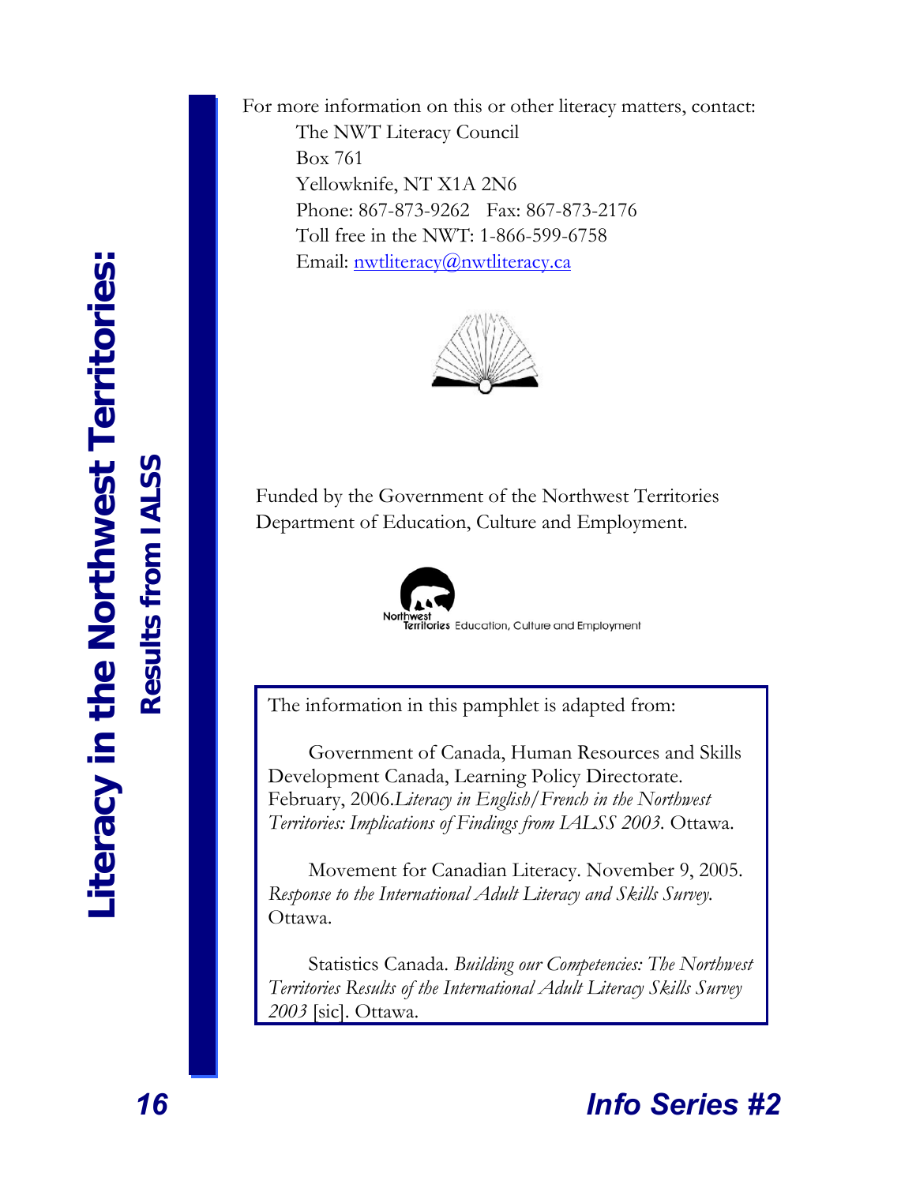For more information on this or other literacy matters, contact:

The NWT Literacy Council
Box 761
Yellowknife, NT X1A 2N6
Phone: 867-873-9262   Fax: 867-873-2176
Toll free in the NWT: 1-866-599-6758
Email: nwtliteracy@nwtliteracy.ca

Funded by the Government of the Northwest Territories Department of Education, Culture and Employment.

Northwest Territories Education, Culture and Employment

The information in this pamphlet is adapted from:

Government of Canada, Human Resources and Skills Development Canada, Learning Policy Directorate. February, 2006. *Literacy in English/French in the Northwest Territories: Implications of Findings from IALSS 2003.* Ottawa.

Movement for Canadian Literacy. November 9, 2005. *Response to the International Adult Literacy and Skills Survey.* Ottawa.

Statistics Canada. *Building our Competencies: The Northwest Territories Results of the International Adult Literacy Skills Survey 2003* [sic]. Ottawa.